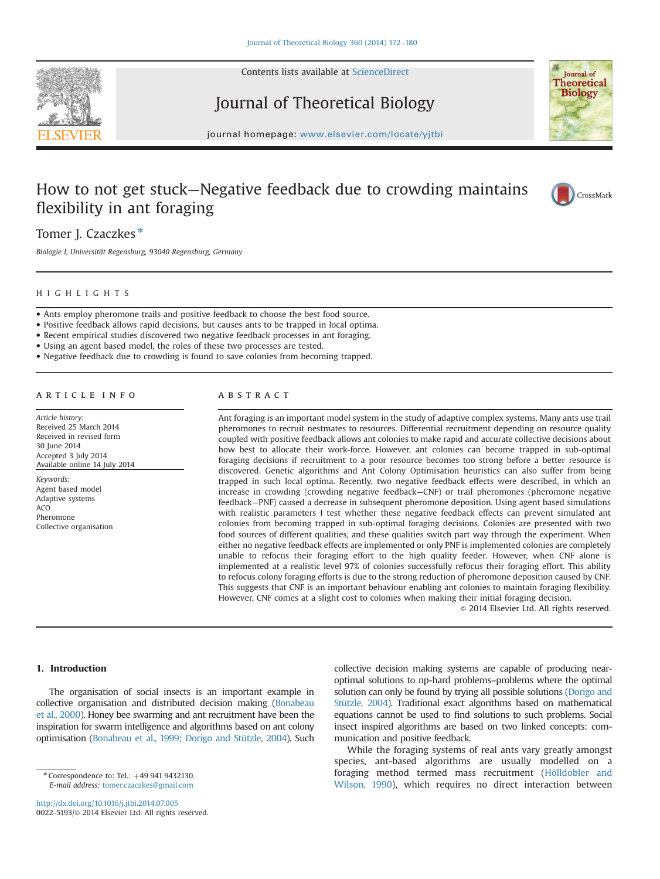# How to not get stuck—Negative feedback due to crowding maintains flexibility in ant foraging

Tomer J. Czaczkes *

Biologie I, Universität Regensburg, 93040 Regensburg, Germany

## HIGHLIGHTS

- Ants employ pheromone trails and positive feedback to choose the best food source.
- Positive feedback allows rapid decisions, but causes ants to be trapped in local optima.
- Recent empirical studies discovered two negative feedback processes in ant foraging.
- Using an agent based model, the roles of these two processes are tested.
- Negative feedback due to crowding is found to save colonies from becoming trapped.

## ARTICLE INFO

*Article history:*
Received 25 March 2014
Received in revised form
30 June 2014
Accepted 3 July 2014
Available online 14 July 2014

*Keywords:*
Agent based model
Adaptive systems
ACO
Pheromone
Collective organisation

## ABSTRACT

Ant foraging is an important model system in the study of adaptive complex systems. Many ants use trail pheromones to recruit nestmates to resources. Differential recruitment depending on resource quality coupled with positive feedback allows ant colonies to make rapid and accurate collective decisions about how best to allocate their foraging work-force. However, ant colonies can become trapped in sub-optimal foraging decisions if recruitment to a poor resource becomes too strong before a better resource is discovered. Genetic algorithms and Ant Colony Optimisation heuristics can also suffer from being trapped in such local optima. Recently, two negative feedback effects were described, in which an increase in crowding (crowding negative feedback—CNF) or trail pheromones (pheromone negative feedback—PNF) caused a decrease in subsequent pheromone deposition. Using agent based simulations with realistic parameters I test whether these negative feedback effects can prevent simulated ant colonies from becoming trapped in sub-optimal foraging decisions. Colonies are presented with two food sources of different qualities, and these qualities switch part way through the experiment. When either no negative feedback effects are implemented or only PNF is implemented colonies are completely unable to refocus their foraging effort to the high quality feeder. However, when CNF alone is implemented at a realistic level 97% of colonies successfully refocus their foraging effort. This ability to refocus colony foraging efforts is due to the strong reduction of pheromone deposition caused by CNF. This suggests that CNF is an important behaviour enabling ant colonies to maintain foraging flexibility. However, CNF comes at a slight cost to colonies when making their initial foraging decision.

© 2014 Elsevier Ltd. All rights reserved.

## 1. Introduction

The organisation of social insects is an important example in collective organisation and distributed decision making (Bonabeau et al., 2000). Honey bee swarming and ant recruitment have been the inspiration for swarm intelligence and algorithms based on ant colony optimisation (Bonabeau et al., 1999; Dorigo and Stützle, 2004). Such collective decision making systems are capable of producing near-optimal solutions to np-hard problems–problems where the optimal solution can only be found by trying all possible solutions (Dorigo and Stützle, 2004). Traditional exact algorithms based on mathematical equations cannot be used to find solutions to such problems. Social insect inspired algorithms are based on two linked concepts: communication and positive feedback.

While the foraging systems of real ants vary greatly amongst species, ant-based algorithms are usually modelled on a foraging method termed mass recruitment (Hölldobler and Wilson, 1990), which requires no direct interaction between

* Correspondence to: Tel.: +49 941 9432130.
*E-mail address:* tomer.czaczkes@gmail.com

http://dx.doi.org/10.1016/j.jtbi.2014.07.005
0022-5193/© 2014 Elsevier Ltd. All rights reserved.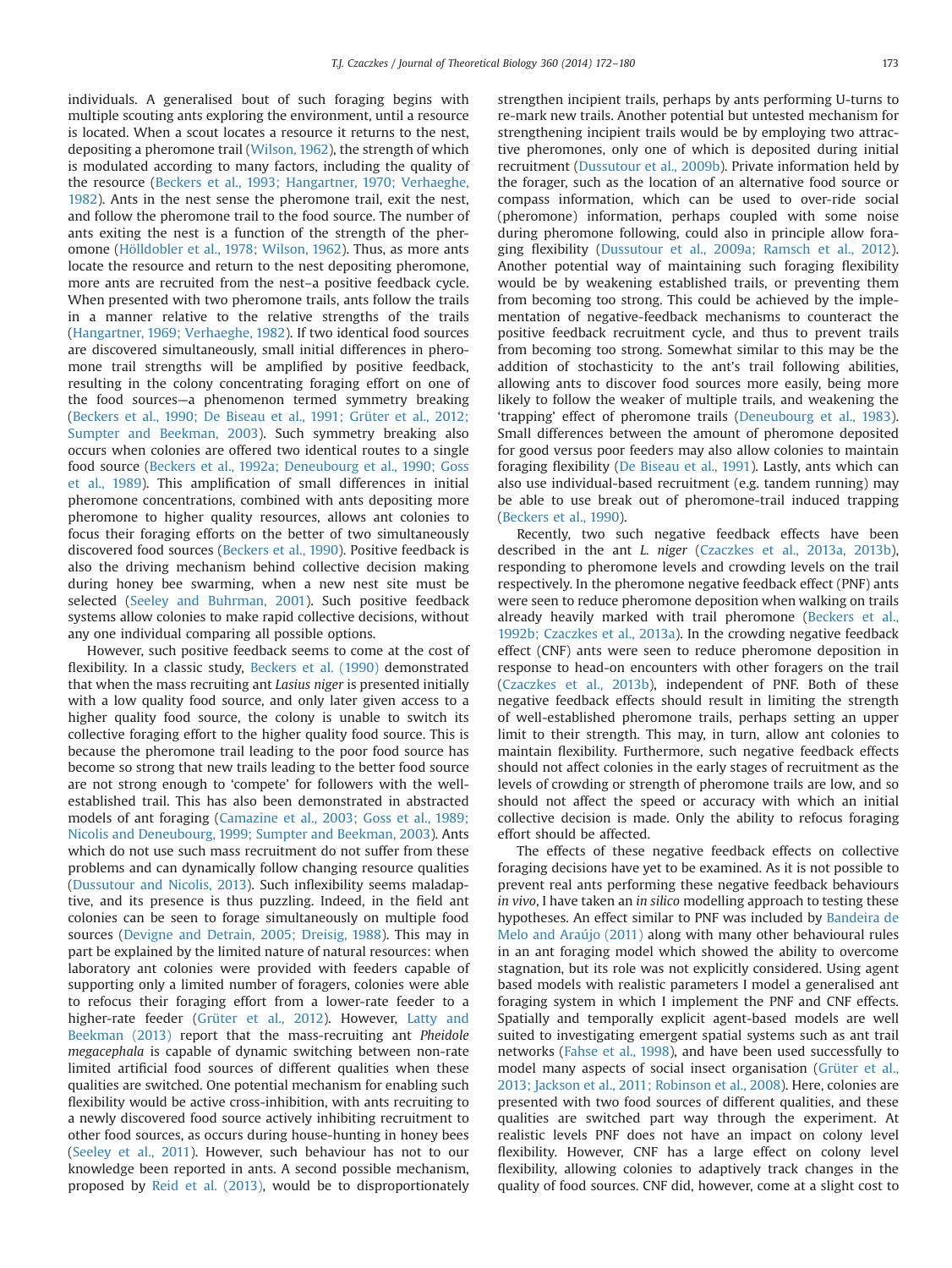individuals. A generalised bout of such foraging begins with multiple scouting ants exploring the environment, until a resource is located. When a scout locates a resource it returns to the nest, depositing a pheromone trail (Wilson, 1962), the strength of which is modulated according to many factors, including the quality of the resource (Beckers et al., 1993; Hangartner, 1970; Verhaeghe, 1982). Ants in the nest sense the pheromone trail, exit the nest, and follow the pheromone trail to the food source. The number of ants exiting the nest is a function of the strength of the pheromone (Hölldobler et al., 1978; Wilson, 1962). Thus, as more ants locate the resource and return to the nest depositing pheromone, more ants are recruited from the nest–a positive feedback cycle. When presented with two pheromone trails, ants follow the trails in a manner relative to the relative strengths of the trails (Hangartner, 1969; Verhaeghe, 1982). If two identical food sources are discovered simultaneously, small initial differences in pheromone trail strengths will be amplified by positive feedback, resulting in the colony concentrating foraging effort on one of the food sources—a phenomenon termed symmetry breaking (Beckers et al., 1990; De Biseau et al., 1991; Grüter et al., 2012; Sumpter and Beekman, 2003). Such symmetry breaking also occurs when colonies are offered two identical routes to a single food source (Beckers et al., 1992a; Deneubourg et al., 1990; Goss et al., 1989). This amplification of small differences in initial pheromone concentrations, combined with ants depositing more pheromone to higher quality resources, allows ant colonies to focus their foraging efforts on the better of two simultaneously discovered food sources (Beckers et al., 1990). Positive feedback is also the driving mechanism behind collective decision making during honey bee swarming, when a new nest site must be selected (Seeley and Buhrman, 2001). Such positive feedback systems allow colonies to make rapid collective decisions, without any one individual comparing all possible options.

However, such positive feedback seems to come at the cost of flexibility. In a classic study, Beckers et al. (1990) demonstrated that when the mass recruiting ant *Lasius niger* is presented initially with a low quality food source, and only later given access to a higher quality food source, the colony is unable to switch its collective foraging effort to the higher quality food source. This is because the pheromone trail leading to the poor food source has become so strong that new trails leading to the better food source are not strong enough to 'compete' for followers with the well-established trail. This has also been demonstrated in abstracted models of ant foraging (Camazine et al., 2003; Goss et al., 1989; Nicolis and Deneubourg, 1999; Sumpter and Beekman, 2003). Ants which do not use such mass recruitment do not suffer from these problems and can dynamically follow changing resource qualities (Dussutour and Nicolis, 2013). Such inflexibility seems maladaptive, and its presence is thus puzzling. Indeed, in the field ant colonies can be seen to forage simultaneously on multiple food sources (Devigne and Detrain, 2005; Dreisig, 1988). This may in part be explained by the limited nature of natural resources: when laboratory ant colonies were provided with feeders capable of supporting only a limited number of foragers, colonies were able to refocus their foraging effort from a lower-rate feeder to a higher-rate feeder (Grüter et al., 2012). However, Latty and Beekman (2013) report that the mass-recruiting ant *Pheidole megacephala* is capable of dynamic switching between non-rate limited artificial food sources of different qualities when these qualities are switched. One potential mechanism for enabling such flexibility would be active cross-inhibition, with ants recruiting to a newly discovered food source actively inhibiting recruitment to other food sources, as occurs during house-hunting in honey bees (Seeley et al., 2011). However, such behaviour has not to our knowledge been reported in ants. A second possible mechanism, proposed by Reid et al. (2013), would be to disproportionately strengthen incipient trails, perhaps by ants performing U-turns to re-mark new trails. Another potential but untested mechanism for strengthening incipient trails would be by employing two attractive pheromones, only one of which is deposited during initial recruitment (Dussutour et al., 2009b). Private information held by the forager, such as the location of an alternative food source or compass information, which can be used to over-ride social (pheromone) information, perhaps coupled with some noise during pheromone following, could also in principle allow foraging flexibility (Dussutour et al., 2009a; Ramsch et al., 2012). Another potential way of maintaining such foraging flexibility would be by weakening established trails, or preventing them from becoming too strong. This could be achieved by the implementation of negative-feedback mechanisms to counteract the positive feedback recruitment cycle, and thus to prevent trails from becoming too strong. Somewhat similar to this may be the addition of stochasticity to the ant's trail following abilities, allowing ants to discover food sources more easily, being more likely to follow the weaker of multiple trails, and weakening the 'trapping' effect of pheromone trails (Deneubourg et al., 1983). Small differences between the amount of pheromone deposited for good versus poor feeders may also allow colonies to maintain foraging flexibility (De Biseau et al., 1991). Lastly, ants which can also use individual-based recruitment (e.g. tandem running) may be able to use break out of pheromone-trail induced trapping (Beckers et al., 1990).

Recently, two such negative feedback effects have been described in the ant *L. niger* (Czaczkes et al., 2013a, 2013b), responding to pheromone levels and crowding levels on the trail respectively. In the pheromone negative feedback effect (PNF) ants were seen to reduce pheromone deposition when walking on trails already heavily marked with trail pheromone (Beckers et al., 1992b; Czaczkes et al., 2013a). In the crowding negative feedback effect (CNF) ants were seen to reduce pheromone deposition in response to head-on encounters with other foragers on the trail (Czaczkes et al., 2013b), independent of PNF. Both of these negative feedback effects should result in limiting the strength of well-established pheromone trails, perhaps setting an upper limit to their strength. This may, in turn, allow ant colonies to maintain flexibility. Furthermore, such negative feedback effects should not affect colonies in the early stages of recruitment as the levels of crowding or strength of pheromone trails are low, and so should not affect the speed or accuracy with which an initial collective decision is made. Only the ability to refocus foraging effort should be affected.

The effects of these negative feedback effects on collective foraging decisions have yet to be examined. As it is not possible to prevent real ants performing these negative feedback behaviours *in vivo*, I have taken an *in silico* modelling approach to testing these hypotheses. An effect similar to PNF was included by Bandeira de Melo and Araújo (2011) along with many other behavioural rules in an ant foraging model which showed the ability to overcome stagnation, but its role was not explicitly considered. Using agent based models with realistic parameters I model a generalised ant foraging system in which I implement the PNF and CNF effects. Spatially and temporally explicit agent-based models are well suited to investigating emergent spatial systems such as ant trail networks (Fahse et al., 1998), and have been used successfully to model many aspects of social insect organisation (Grüter et al., 2013; Jackson et al., 2011; Robinson et al., 2008). Here, colonies are presented with two food sources of different qualities, and these qualities are switched part way through the experiment. At realistic levels PNF does not have an impact on colony level flexibility. However, CNF has a large effect on colony level flexibility, allowing colonies to adaptively track changes in the quality of food sources. CNF did, however, come at a slight cost to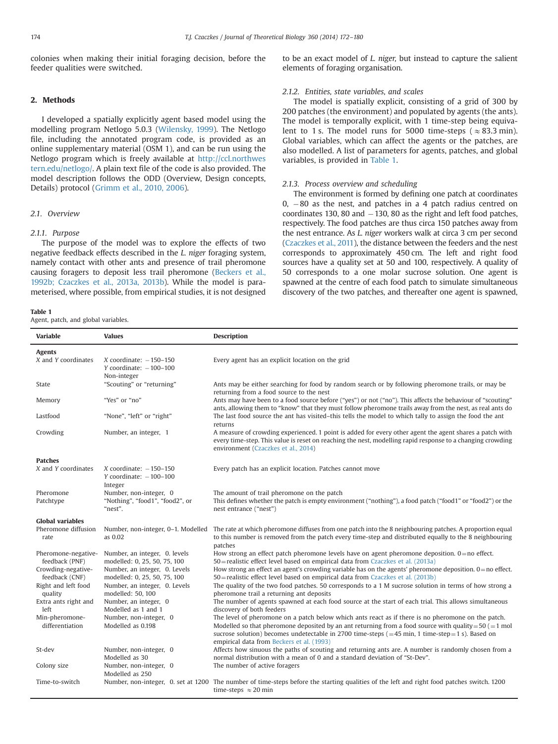colonies when making their initial foraging decision, before the feeder qualities were switched.

## 2. Methods

I developed a spatially explicitly agent based model using the modelling program Netlogo 5.0.3 (Wilensky, 1999). The Netlogo file, including the annotated program code, is provided as an online supplementary material (OSM 1), and can be run using the Netlogo program which is freely available at http://ccl.northwestern.edu/netlogo/. A plain text file of the code is also provided. The model description follows the ODD (Overview, Design concepts, Details) protocol (Grimm et al., 2010, 2006).

### 2.1. Overview

#### 2.1.1. Purpose

The purpose of the model was to explore the effects of two negative feedback effects described in the *L. niger* foraging system, namely contact with other ants and presence of trail pheromone causing foragers to deposit less trail pheromone (Beckers et al., 1992b; Czaczkes et al., 2013a, 2013b). While the model is parameterised, where possible, from empirical studies, it is not designed to be an exact model of *L. niger*, but instead to capture the salient elements of foraging organisation.

#### 2.1.2. Entities, state variables, and scales

The model is spatially explicit, consisting of a grid of 300 by 200 patches (the environment) and populated by agents (the ants). The model is temporally explicit, with 1 time-step being equivalent to 1 s. The model runs for 5000 time-steps ($\approx 83.3$ min). Global variables, which can affect the agents or the patches, are also modelled. A list of parameters for agents, patches, and global variables, is provided in Table 1.

#### 2.1.3. Process overview and scheduling

The environment is formed by defining one patch at coordinates 0, $-80$ as the nest, and patches in a 4 patch radius centred on coordinates 130, 80 and $-130$, 80 as the right and left food patches, respectively. The food patches are thus circa 150 patches away from the nest entrance. As *L. niger* workers walk at circa 3 cm per second (Czaczkes et al., 2011), the distance between the feeders and the nest corresponds to approximately 450 cm. The left and right food sources have a quality set at 50 and 100, respectively. A quality of 50 corresponds to a one molar sucrose solution. One agent is spawned at the centre of each food patch to simulate simultaneous discovery of the two patches, and thereafter one agent is spawned,

**Table 1**
Agent, patch, and global variables.

| Variable | Values | Description |
|---|---|---|
| **Agents** | | |
| *X* and *Y* coordinates | *X* coordinate: $-150$–150<br>*Y* coordinate: $-100$–100<br>Non-integer | Every agent has an explicit location on the grid |
| State | "Scouting" or "returning" | Ants may be either searching for food by random search or by following pheromone trails, or may be returning from a food source to the nest |
| Memory | "Yes" or "no" | Ants may have been to a food source before ("yes") or not ("no"). This affects the behaviour of "scouting" ants, allowing them to "know" that they must follow pheromone trails away from the nest, as real ants do |
| Lastfood | "None", "left" or "right" | The last food source the ant has visited–this tells the model to which tally to assign the food the ant returns |
| Crowding | Number, an integer, 1 | A measure of crowding experienced. 1 point is added for every other agent the agent shares a patch with every time-step. This value is reset on reaching the nest, modelling rapid response to a changing crowding environment (Czaczkes et al., 2014) |
| **Patches** | | |
| *X* and *Y* coordinates | *X* coordinate: $-150$–150<br>*Y* coordinate: $-100$–100<br>Integer | Every patch has an explicit location. Patches cannot move |
| Pheromone | Number, non-integer, 0 | The amount of trail pheromone on the patch |
| Patchtype | "Nothing", "food1", "food2", or "nest". | This defines whether the patch is empty environment ("nothing"), a food patch ("food1" or "food2") or the nest entrance ("nest") |
| **Global variables** | | |
| Pheromone diffusion rate | Number, non-integer, 0–1. Modelled as 0.02 | The rate at which pheromone diffuses from one patch into the 8 neighbouring patches. A proportion equal to this number is removed from the patch every time-step and distributed equally to the 8 neighbouring patches |
| Pheromone-negative-feedback (PNF) | Number, an integer, 0. levels modelled: 0, 25, 50, 75, 100 | How strong an effect patch pheromone levels have on agent pheromone deposition. 0=no effect. 50=realistic effect level based on empirical data from Czaczkes et al. (2013a) |
| Crowding-negative-feedback (CNF) | Number, an integer, 0. Levels modelled: 0, 25, 50, 75, 100 | How strong an effect an agent's crowding variable has on the agents' pheromone deposition. 0=no effect. 50=realistic effect level based on empirical data from Czaczkes et al. (2013b) |
| Right and left food quality | Number, an integer, 0. Levels modelled: 50, 100 | The quality of the two food patches. 50 corresponds to a 1 M sucrose solution in terms of how strong a pheromone trail a returning ant deposits |
| Extra ants right and left | Number, an integer, 0<br>Modelled as 1 and 1 | The number of agents spawned at each food source at the start of each trial. This allows simultaneous discovery of both feeders |
| Min-pheromone-differentiation | Number, non-integer, 0<br>Modelled as 0.198 | The level of pheromone on a patch below which ants react as if there is no pheromone on the patch. Modelled so that pheromone deposited by an ant returning from a food source with quality=50 (=1 mol sucrose solution) becomes undetectable in 2700 time-steps (=45 min, 1 time-step=1 s). Based on empirical data from Beckers et al. (1993) |
| St-dev | Number, non-integer, 0<br>Modelled as 30 | Affects how sinuous the paths of scouting and returning ants are. A number is randomly chosen from a normal distribution with a mean of 0 and a standard deviation of "St-Dev". |
| Colony size | Number, non-integer, 0<br>Modelled as 250 | The number of active foragers |
| Time-to-switch | Number, non-integer, 0. set at 1200 | The number of time-steps before the starting qualities of the left and right food patches switch. 1200 time-steps $\approx 20$ min |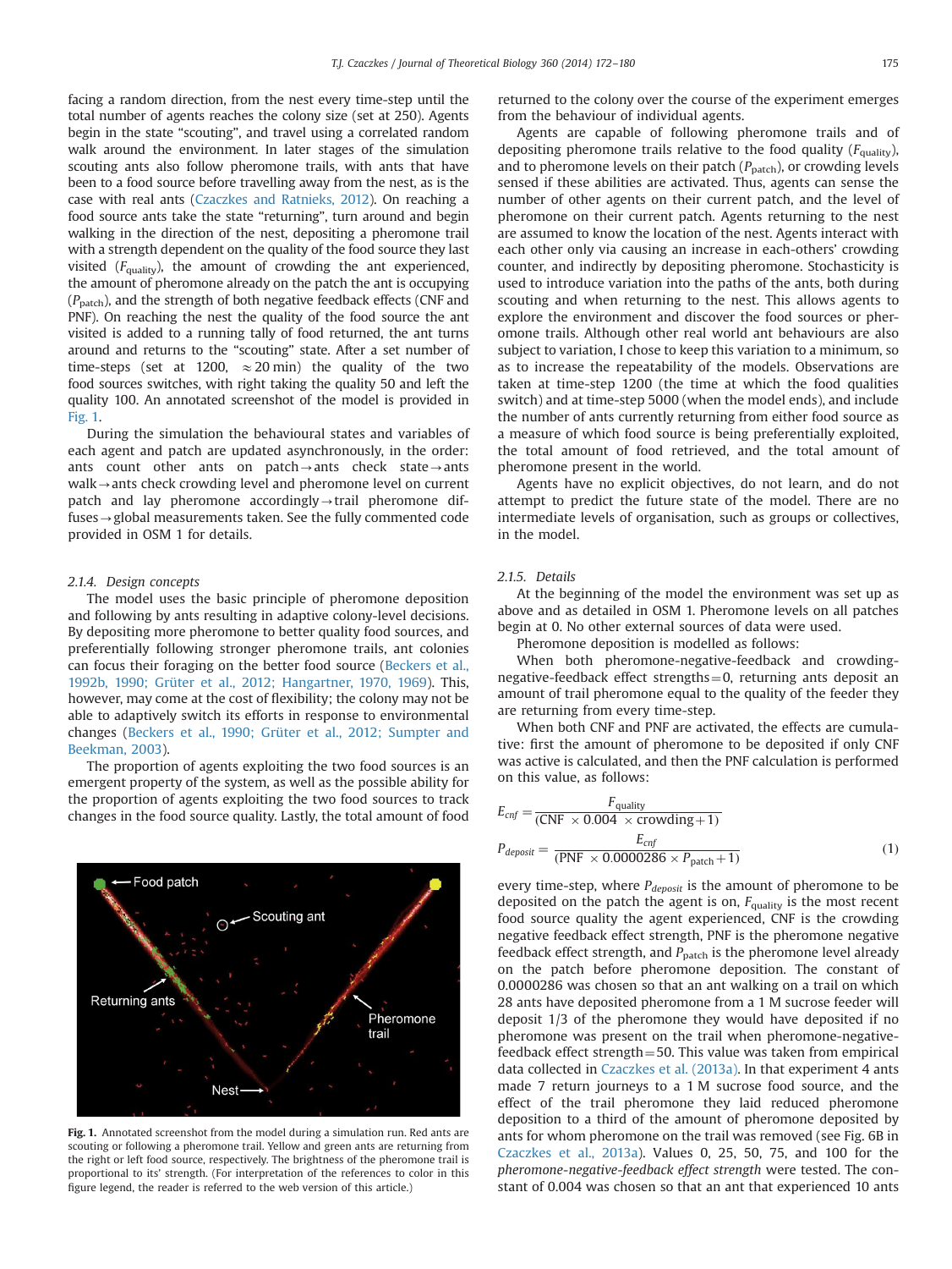facing a random direction, from the nest every time-step until the total number of agents reaches the colony size (set at 250). Agents begin in the state "scouting", and travel using a correlated random walk around the environment. In later stages of the simulation scouting ants also follow pheromone trails, with ants that have been to a food source before travelling away from the nest, as is the case with real ants (Czaczkes and Ratnieks, 2012). On reaching a food source ants take the state "returning", turn around and begin walking in the direction of the nest, depositing a pheromone trail with a strength dependent on the quality of the food source they last visited ($F_{quality}$), the amount of crowding the ant experienced, the amount of pheromone already on the patch the ant is occupying ($P_{patch}$), and the strength of both negative feedback effects (CNF and PNF). On reaching the nest the quality of the food source the ant visited is added to a running tally of food returned, the ant turns around and returns to the "scouting" state. After a set number of time-steps (set at 1200, ≈20 min) the quality of the two food sources switches, with right taking the quality 50 and left the quality 100. An annotated screenshot of the model is provided in Fig. 1.

During the simulation the behavioural states and variables of each agent and patch are updated asynchronously, in the order: ants count other ants on patch→ants check state→ants walk→ants check crowding level and pheromone level on current patch and lay pheromone accordingly→trail pheromone diffuses→global measurements taken. See the fully commented code provided in OSM 1 for details.

### 2.1.4. Design concepts

The model uses the basic principle of pheromone deposition and following by ants resulting in adaptive colony-level decisions. By depositing more pheromone to better quality food sources, and preferentially following stronger pheromone trails, ant colonies can focus their foraging on the better food source (Beckers et al., 1992b, 1990; Grüter et al., 2012; Hangartner, 1970, 1969). This, however, may come at the cost of flexibility; the colony may not be able to adaptively switch its efforts in response to environmental changes (Beckers et al., 1990; Grüter et al., 2012; Sumpter and Beekman, 2003).

The proportion of agents exploiting the two food sources is an emergent property of the system, as well as the possible ability for the proportion of agents exploiting the two food sources to track changes in the food source quality. Lastly, the total amount of food returned to the colony over the course of the experiment emerges from the behaviour of individual agents.

Fig. 1. Annotated screenshot from the model during a simulation run. Red ants are scouting or following a pheromone trail. Yellow and green ants are returning from the right or left food source, respectively. The brightness of the pheromone trail is proportional to its' strength. (For interpretation of the references to color in this figure legend, the reader is referred to the web version of this article.)

Agents are capable of following pheromone trails and of depositing pheromone trails relative to the food quality ($F_{quality}$), and to pheromone levels on their patch ($P_{patch}$), or crowding levels sensed if these abilities are activated. Thus, agents can sense the number of other agents on their current patch, and the level of pheromone on their current patch. Agents returning to the nest are assumed to know the location of the nest. Agents interact with each other only via causing an increase in each-others' crowding counter, and indirectly by depositing pheromone. Stochasticity is used to introduce variation into the paths of the ants, both during scouting and when returning to the nest. This allows agents to explore the environment and discover the food sources or pheromone trails. Although other real world ant behaviours are also subject to variation, I chose to keep this variation to a minimum, so as to increase the repeatability of the models. Observations are taken at time-step 1200 (the time at which the food qualities switch) and at time-step 5000 (when the model ends), and include the number of ants currently returning from either food source as a measure of which food source is being preferentially exploited, the total amount of food retrieved, and the total amount of pheromone present in the world.

Agents have no explicit objectives, do not learn, and do not attempt to predict the future state of the model. There are no intermediate levels of organisation, such as groups or collectives, in the model.

### 2.1.5. Details

At the beginning of the model the environment was set up as above and as detailed in OSM 1. Pheromone levels on all patches begin at 0. No other external sources of data were used.

Pheromone deposition is modelled as follows:

When both pheromone-negative-feedback and crowding-negative-feedback effect strengths=0, returning ants deposit an amount of trail pheromone equal to the quality of the feeder they are returning from every time-step.

When both CNF and PNF are activated, the effects are cumulative: first the amount of pheromone to be deposited if only CNF was active is calculated, and then the PNF calculation is performed on this value, as follows:

$$E_{cnf} = \frac{F_{quality}}{(\text{CNF} \times 0.004 \times \text{crowding} + 1)}$$

$$P_{deposit} = \frac{E_{cnf}}{(\text{PNF} \times 0.0000286 \times P_{patch} + 1)} \tag{1}$$

every time-step, where $P_{deposit}$ is the amount of pheromone to be deposited on the patch the agent is on, $F_{quality}$ is the most recent food source quality the agent experienced, CNF is the crowding negative feedback effect strength, PNF is the pheromone negative feedback effect strength, and $P_{patch}$ is the pheromone level already on the patch before pheromone deposition. The constant of 0.0000286 was chosen so that an ant walking on a trail on which 28 ants have deposited pheromone from a 1 M sucrose feeder will deposit 1/3 of the pheromone they would have deposited if no pheromone was present on the trail when pheromone-negative-feedback effect strength=50. This value was taken from empirical data collected in Czaczkes et al. (2013a). In that experiment 4 ants made 7 return journeys to a 1 M sucrose food source, and the effect of the trail pheromone they laid reduced pheromone deposition to a third of the amount of pheromone deposited by ants for whom pheromone on the trail was removed (see Fig. 6B in Czaczkes et al., 2013a). Values 0, 25, 50, 75, and 100 for the *pheromone-negative-feedback effect strength* were tested. The constant of 0.004 was chosen so that an ant that experienced 10 ants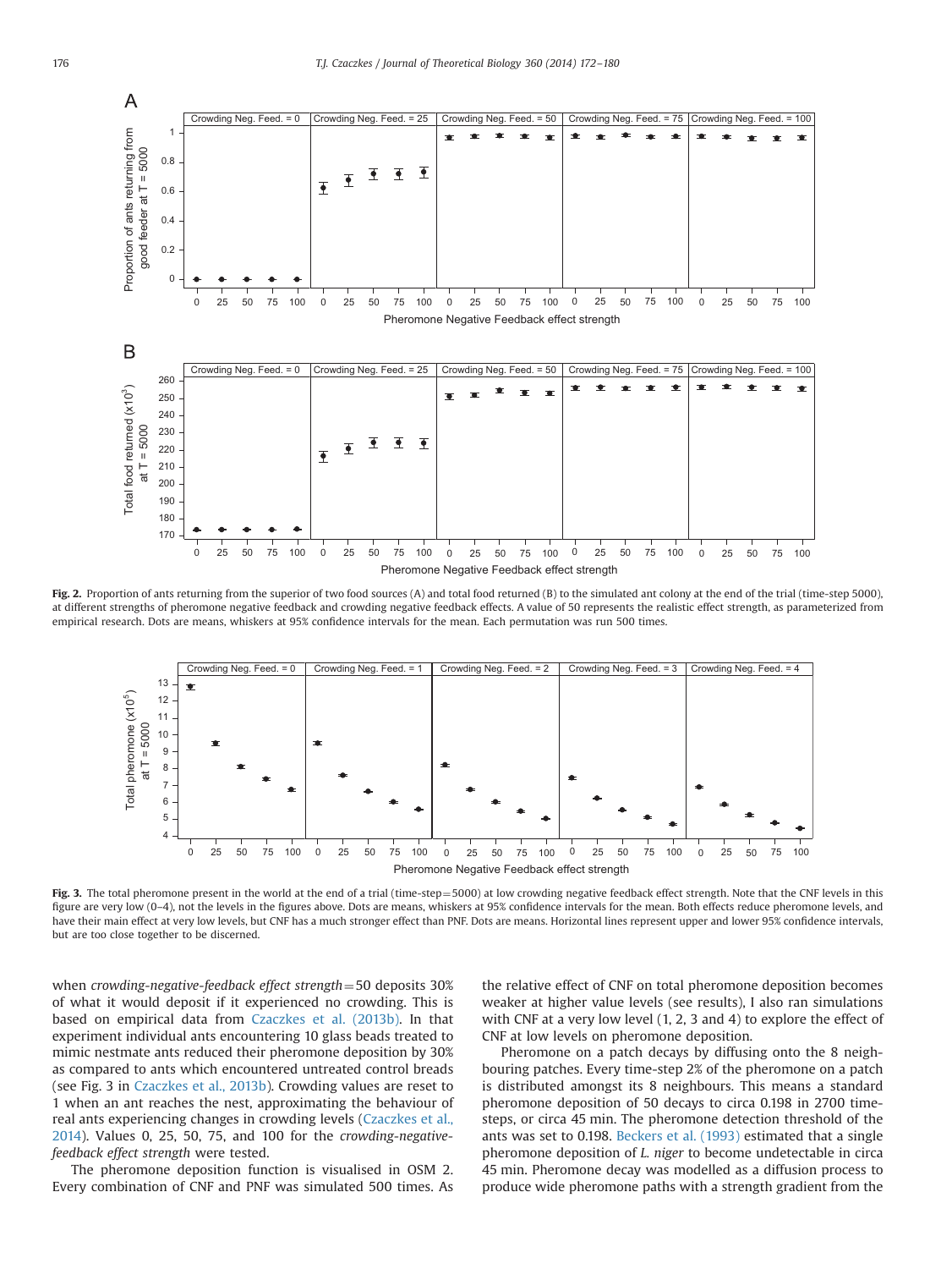**Fig. 2.** Proportion of ants returning from the superior of two food sources (A) and total food returned (B) to the simulated ant colony at the end of the trial (time-step 5000), at different strengths of pheromone negative feedback and crowding negative feedback effects. A value of 50 represents the realistic effect strength, as parameterized from empirical research. Dots are means, whiskers at 95% confidence intervals for the mean. Each permutation was run 500 times.

**Fig. 3.** The total pheromone present in the world at the end of a trial (time-step=5000) at low crowding negative feedback effect strength. Note that the CNF levels in this figure are very low (0–4), not the levels in the figures above. Dots are means, whiskers at 95% confidence intervals for the mean. Both effects reduce pheromone levels, and have their main effect at very low levels, but CNF has a much stronger effect than PNF. Dots are means. Horizontal lines represent upper and lower 95% confidence intervals, but are too close together to be discerned.

when *crowding-negative-feedback effect strength*=50 deposits 30% of what it would deposit if it experienced no crowding. This is based on empirical data from Czaczkes et al. (2013b). In that experiment individual ants encountering 10 glass beads treated to mimic nestmate ants reduced their pheromone deposition by 30% as compared to ants which encountered untreated control breads (see Fig. 3 in Czaczkes et al., 2013b). Crowding values are reset to 1 when an ant reaches the nest, approximating the behaviour of real ants experiencing changes in crowding levels (Czaczkes et al., 2014). Values 0, 25, 50, 75, and 100 for the *crowding-negative-feedback effect strength* were tested.

The pheromone deposition function is visualised in OSM 2. Every combination of CNF and PNF was simulated 500 times. As the relative effect of CNF on total pheromone deposition becomes weaker at higher value levels (see results), I also ran simulations with CNF at a very low level (1, 2, 3 and 4) to explore the effect of CNF at low levels on pheromone deposition.

Pheromone on a patch decays by diffusing onto the 8 neighbouring patches. Every time-step 2% of the pheromone on a patch is distributed amongst its 8 neighbours. This means a standard pheromone deposition of 50 decays to circa 0.198 in 2700 time-steps, or circa 45 min. The pheromone detection threshold of the ants was set to 0.198. Beckers et al. (1993) estimated that a single pheromone deposition of *L. niger* to become undetectable in circa 45 min. Pheromone decay was modelled as a diffusion process to produce wide pheromone paths with a strength gradient from the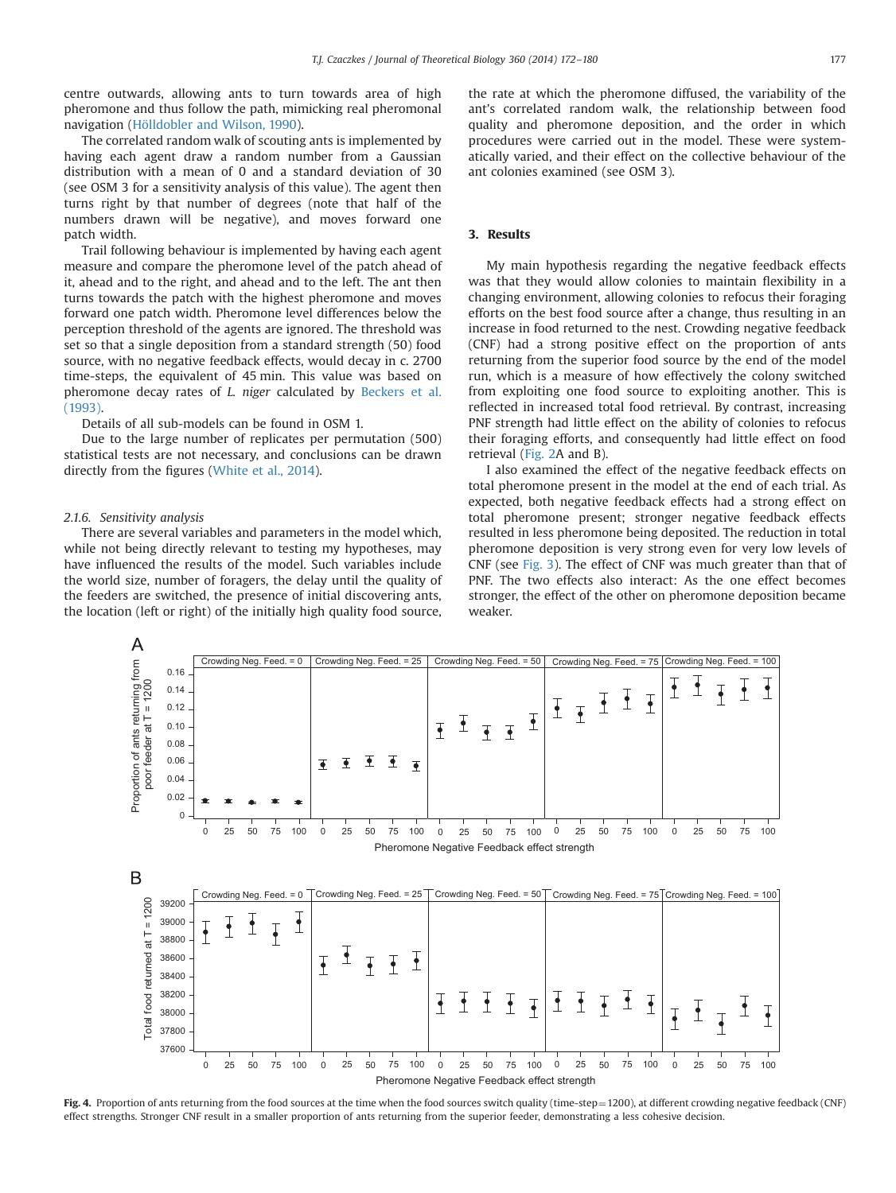centre outwards, allowing ants to turn towards area of high pheromone and thus follow the path, mimicking real pheromonal navigation (Hölldobler and Wilson, 1990).

The correlated random walk of scouting ants is implemented by having each agent draw a random number from a Gaussian distribution with a mean of 0 and a standard deviation of 30 (see OSM 3 for a sensitivity analysis of this value). The agent then turns right by that number of degrees (note that half of the numbers drawn will be negative), and moves forward one patch width.

Trail following behaviour is implemented by having each agent measure and compare the pheromone level of the patch ahead of it, ahead and to the right, and ahead and to the left. The ant then turns towards the patch with the highest pheromone and moves forward one patch width. Pheromone level differences below the perception threshold of the agents are ignored. The threshold was set so that a single deposition from a standard strength (50) food source, with no negative feedback effects, would decay in c. 2700 time-steps, the equivalent of 45 min. This value was based on pheromone decay rates of *L. niger* calculated by Beckers et al. (1993).

Details of all sub-models can be found in OSM 1.

Due to the large number of replicates per permutation (500) statistical tests are not necessary, and conclusions can be drawn directly from the figures (White et al., 2014).

### 2.1.6. Sensitivity analysis

There are several variables and parameters in the model which, while not being directly relevant to testing my hypotheses, may have influenced the results of the model. Such variables include the world size, number of foragers, the delay until the quality of the feeders are switched, the presence of initial discovering ants, the location (left or right) of the initially high quality food source, the rate at which the pheromone diffused, the variability of the ant's correlated random walk, the relationship between food quality and pheromone deposition, and the order in which procedures were carried out in the model. These were systematically varied, and their effect on the collective behaviour of the ant colonies examined (see OSM 3).

## 3. Results

My main hypothesis regarding the negative feedback effects was that they would allow colonies to maintain flexibility in a changing environment, allowing colonies to refocus their foraging efforts on the best food source after a change, thus resulting in an increase in food returned to the nest. Crowding negative feedback (CNF) had a strong positive effect on the proportion of ants returning from the superior food source by the end of the model run, which is a measure of how effectively the colony switched from exploiting one food source to exploiting another. This is reflected in increased total food retrieval. By contrast, increasing PNF strength had little effect on the ability of colonies to refocus their foraging efforts, and consequently had little effect on food retrieval (Fig. 2A and B).

I also examined the effect of the negative feedback effects on total pheromone present in the model at the end of each trial. As expected, both negative feedback effects had a strong effect on total pheromone present; stronger negative feedback effects resulted in less pheromone being deposited. The reduction in total pheromone deposition is very strong even for very low levels of CNF (see Fig. 3). The effect of CNF was much greater than that of PNF. The two effects also interact: As the one effect becomes stronger, the effect of the other on pheromone deposition became weaker.

**Fig. 4.** Proportion of ants returning from the food sources at the time when the food sources switch quality (time-step = 1200), at different crowding negative feedback (CNF) effect strengths. Stronger CNF result in a smaller proportion of ants returning from the superior feeder, demonstrating a less cohesive decision.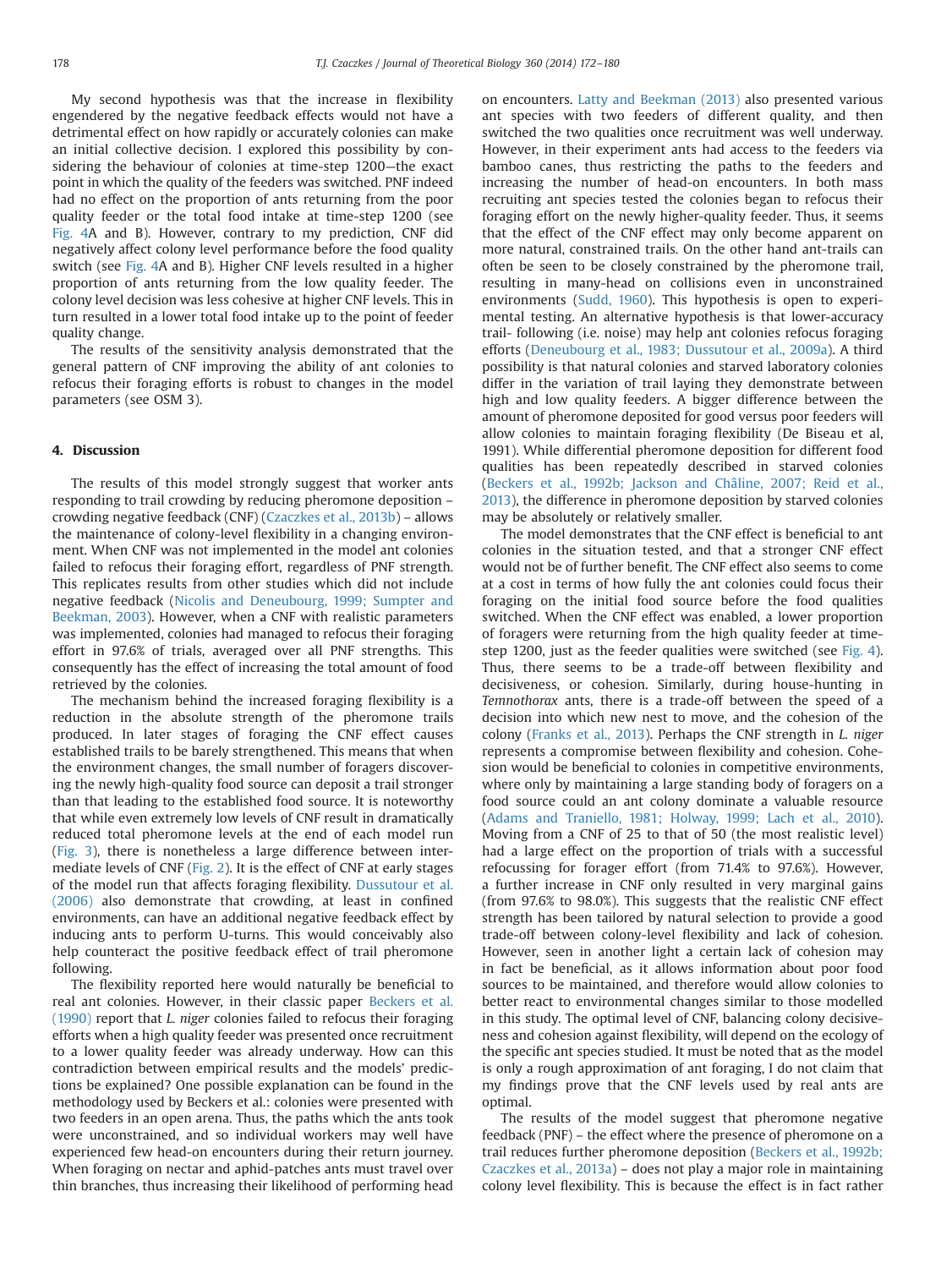My second hypothesis was that the increase in flexibility engendered by the negative feedback effects would not have a detrimental effect on how rapidly or accurately colonies can make an initial collective decision. I explored this possibility by considering the behaviour of colonies at time-step 1200—the exact point in which the quality of the feeders was switched. PNF indeed had no effect on the proportion of ants returning from the poor quality feeder or the total food intake at time-step 1200 (see Fig. 4A and B). However, contrary to my prediction, CNF did negatively affect colony level performance before the food quality switch (see Fig. 4A and B). Higher CNF levels resulted in a higher proportion of ants returning from the low quality feeder. The colony level decision was less cohesive at higher CNF levels. This in turn resulted in a lower total food intake up to the point of feeder quality change.

The results of the sensitivity analysis demonstrated that the general pattern of CNF improving the ability of ant colonies to refocus their foraging efforts is robust to changes in the model parameters (see OSM 3).

## 4. Discussion

The results of this model strongly suggest that worker ants responding to trail crowding by reducing pheromone deposition – crowding negative feedback (CNF) (Czaczkes et al., 2013b) – allows the maintenance of colony-level flexibility in a changing environment. When CNF was not implemented in the model ant colonies failed to refocus their foraging effort, regardless of PNF strength. This replicates results from other studies which did not include negative feedback (Nicolis and Deneubourg, 1999; Sumpter and Beekman, 2003). However, when a CNF with realistic parameters was implemented, colonies had managed to refocus their foraging effort in 97.6% of trials, averaged over all PNF strengths. This consequently has the effect of increasing the total amount of food retrieved by the colonies.

The mechanism behind the increased foraging flexibility is a reduction in the absolute strength of the pheromone trails produced. In later stages of foraging the CNF effect causes established trails to be barely strengthened. This means that when the environment changes, the small number of foragers discovering the newly high-quality food source can deposit a trail stronger than that leading to the established food source. It is noteworthy that while even extremely low levels of CNF result in dramatically reduced total pheromone levels at the end of each model run (Fig. 3), there is nonetheless a large difference between intermediate levels of CNF (Fig. 2). It is the effect of CNF at early stages of the model run that affects foraging flexibility. Dussutour et al. (2006) also demonstrate that crowding, at least in confined environments, can have an additional negative feedback effect by inducing ants to perform U-turns. This would conceivably also help counteract the positive feedback effect of trail pheromone following.

The flexibility reported here would naturally be beneficial to real ant colonies. However, in their classic paper Beckers et al. (1990) report that *L. niger* colonies failed to refocus their foraging efforts when a high quality feeder was presented once recruitment to a lower quality feeder was already underway. How can this contradiction between empirical results and the models' predictions be explained? One possible explanation can be found in the methodology used by Beckers et al.: colonies were presented with two feeders in an open arena. Thus, the paths which the ants took were unconstrained, and so individual workers may well have experienced few head-on encounters during their return journey. When foraging on nectar and aphid-patches ants must travel over thin branches, thus increasing their likelihood of performing head on encounters. Latty and Beekman (2013) also presented various ant species with two feeders of different quality, and then switched the two qualities once recruitment was well underway. However, in their experiment ants had access to the feeders via bamboo canes, thus restricting the paths to the feeders and increasing the number of head-on encounters. In both mass recruiting ant species tested the colonies began to refocus their foraging effort on the newly higher-quality feeder. Thus, it seems that the effect of the CNF effect may only become apparent on more natural, constrained trails. On the other hand ant-trails can often be seen to be closely constrained by the pheromone trail, resulting in many-head on collisions even in unconstrained environments (Sudd, 1960). This hypothesis is open to experimental testing. An alternative hypothesis is that lower-accuracy trail- following (i.e. noise) may help ant colonies refocus foraging efforts (Deneubourg et al., 1983; Dussutour et al., 2009a). A third possibility is that natural colonies and starved laboratory colonies differ in the variation of trail laying they demonstrate between high and low quality feeders. A bigger difference between the amount of pheromone deposited for good versus poor feeders will allow colonies to maintain foraging flexibility (De Biseau et al, 1991). While differential pheromone deposition for different food qualities has been repeatedly described in starved colonies (Beckers et al., 1992b; Jackson and Châline, 2007; Reid et al., 2013), the difference in pheromone deposition by starved colonies may be absolutely or relatively smaller.

The model demonstrates that the CNF effect is beneficial to ant colonies in the situation tested, and that a stronger CNF effect would not be of further benefit. The CNF effect also seems to come at a cost in terms of how fully the ant colonies could focus their foraging on the initial food source before the food qualities switched. When the CNF effect was enabled, a lower proportion of foragers were returning from the high quality feeder at time-step 1200, just as the feeder qualities were switched (see Fig. 4). Thus, there seems to be a trade-off between flexibility and decisiveness, or cohesion. Similarly, during house-hunting in *Temnothorax* ants, there is a trade-off between the speed of a decision into which new nest to move, and the cohesion of the colony (Franks et al., 2013). Perhaps the CNF strength in *L. niger* represents a compromise between flexibility and cohesion. Cohesion would be beneficial to colonies in competitive environments, where only by maintaining a large standing body of foragers on a food source could an ant colony dominate a valuable resource (Adams and Traniello, 1981; Holway, 1999; Lach et al., 2010). Moving from a CNF of 25 to that of 50 (the most realistic level) had a large effect on the proportion of trials with a successful refocussing for forager effort (from 71.4% to 97.6%). However, a further increase in CNF only resulted in very marginal gains (from 97.6% to 98.0%). This suggests that the realistic CNF effect strength has been tailored by natural selection to provide a good trade-off between colony-level flexibility and lack of cohesion. However, seen in another light a certain lack of cohesion may in fact be beneficial, as it allows information about poor food sources to be maintained, and therefore would allow colonies to better react to environmental changes similar to those modelled in this study. The optimal level of CNF, balancing colony decisiveness and cohesion against flexibility, will depend on the ecology of the specific ant species studied. It must be noted that as the model is only a rough approximation of ant foraging, I do not claim that my findings prove that the CNF levels used by real ants are optimal.

The results of the model suggest that pheromone negative feedback (PNF) – the effect where the presence of pheromone on a trail reduces further pheromone deposition (Beckers et al., 1992b; Czaczkes et al., 2013a) – does not play a major role in maintaining colony level flexibility. This is because the effect is in fact rather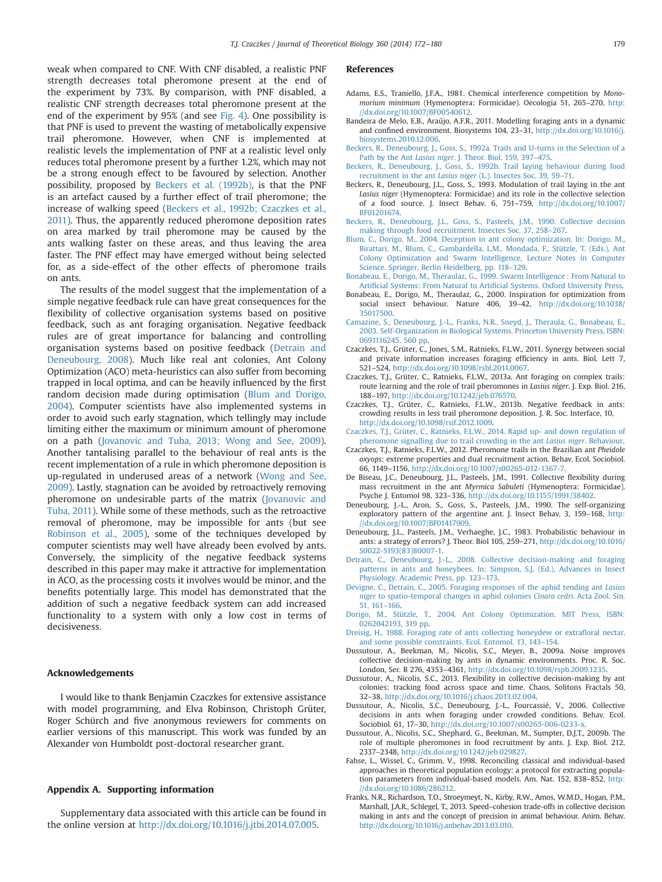weak when compared to CNF. With CNF disabled, a realistic PNF strength decreases total pheromone present at the end of the experiment by 73%. By comparison, with PNF disabled, a realistic CNF strength decreases total pheromone present at the end of the experiment by 95% (and see Fig. 4). One possibility is that PNF is used to prevent the wasting of metabolically expensive trail pheromone. However, when CNF is implemented at realistic levels the implementation of PNF at a realistic level only reduces total pheromone present by a further 1.2%, which may not be a strong enough effect to be favoured by selection. Another possibility, proposed by Beckers et al. (1992b), is that the PNF is an artefact caused by a further effect of trail pheromone; the increase of walking speed (Beckers et al., 1992b; Czaczkes et al., 2011). Thus, the apparently reduced pheromone deposition rates on area marked by trail pheromone may be caused by the ants walking faster on these areas, and thus leaving the area faster. The PNF effect may have emerged without being selected for, as a side-effect of the other effects of pheromone trails on ants.

The results of the model suggest that the implementation of a simple negative feedback rule can have great consequences for the flexibility of collective organisation systems based on positive feedback, such as ant foraging organisation. Negative feedback rules are of great importance for balancing and controlling organisation systems based on positive feedback (Detrain and Deneubourg, 2008). Much like real ant colonies, Ant Colony Optimization (ACO) meta-heuristics can also suffer from becoming trapped in local optima, and can be heavily influenced by the first random decision made during optimisation (Blum and Dorigo, 2004). Computer scientists have also implemented systems in order to avoid such early stagnation, which tellingly may include limiting either the maximum or minimum amount of pheromone on a path (Jovanovic and Tuba, 2013; Wong and See, 2009). Another tantalising parallel to the behaviour of real ants is the recent implementation of a rule in which pheromone deposition is up-regulated in underused areas of a network (Wong and See, 2009). Lastly, stagnation can be avoided by retroactively removing pheromone on undesirable parts of the matrix (Jovanovic and Tuba, 2011). While some of these methods, such as the retroactive removal of pheromone, may be impossible for ants (but see Robinson et al., 2005), some of the techniques developed by computer scientists may well have already been evolved by ants. Conversely, the simplicity of the negative feedback systems described in this paper may make it attractive for implementation in ACO, as the processing costs it involves would be minor, and the benefits potentially large. This model has demonstrated that the addition of such a negative feedback system can add increased functionality to a system with only a low cost in terms of decisiveness.

## Acknowledgements

I would like to thank Benjamin Czaczkes for extensive assistance with model programming, and Elva Robinson, Christoph Grüter, Roger Schürch and five anonymous reviewers for comments on earlier versions of this manuscript. This work was funded by an Alexander von Humboldt post-doctoral researcher grant.

## Appendix A. Supporting information

Supplementary data associated with this article can be found in the online version at http://dx.doi.org/10.1016/j.jtbi.2014.07.005.

## References

- Adams, E.S., Traniello, J.F.A., 1981. Chemical interference competition by *Monomorium minimum* (Hymenoptera: Formicidae). Oecologia 51, 265–270, http://dx.doi.org/10.1007/BF00540612.
- Bandeira de Melo, E.B., Araújo, A.F.R., 2011. Modelling foraging ants in a dynamic and confined environment. Biosystems 104, 23–31, http://dx.doi.org/10.1016/j.biosystems.2010.12.006.
- Beckers, R., Deneubourg, J., Goss, S., 1992a. Trails and U-turns in the Selection of a Path by the Ant *Lasius niger*. J. Theor. Biol. 159, 397–475.
- Beckers, R., Deneubourg, J., Goss, S., 1992b. Trail laying behaviour during food recruitment in the ant *Lasius niger* (L.). Insectes Soc. 39, 59–71.
- Beckers, R., Deneubourg, J.L., Goss, S., 1993. Modulation of trail laying in the ant *Lasius niger* (Hymenoptera: Formicidae) and its role in the collective selection of a food source. J. Insect Behav. 6, 751–759, http://dx.doi.org/10.1007/BF01201674.
- Beckers, R., Deneubourg, J.L., Goss, S., Pasteels, J.M., 1990. Collective decision making through food recruitment. Insectes Soc. 37, 258–267.
- Blum, C., Dorigo, M., 2004. Deception in ant colony optimization. In: Dorigo, M., Birattari, M., Blum, C., Gambardella, L.M., Mondada, F., Stützle, T. (Eds.), Ant Colony Optimization and Swarm Intelligence, Lecture Notes in Computer Science. Springer, Berlin Heidelberg, pp. 118–129.
- Bonabeau, E., Dorigo, M., Theraulaz, G., 1999. Swarm Intelligence : From Natural to Artificial Systems: From Natural to Artificial Systems. Oxford University Press.
- Bonabeau, E., Dorigo, M., Theraulaz, G., 2000. Inspiration for optimization from social insect behaviour. Nature 406, 39–42, http://dx.doi.org/10.1038/35017500.
- Camazine, S., Deneubourg, J.-L., Franks, N.R., Sneyd, J., Theraula, G., Bonabeau, E., 2003. Self-Organization in Biological Systems. Princeton University Press, ISBN: 0691116245, 560 pp.
- Czaczkes, T.J., Grüter, C., Jones, S.M., Ratnieks, F.L.W., 2011. Synergy between social and private information increases foraging efficiency in ants. Biol. Lett 7, 521–524, http://dx.doi.org/10.1098/rsbl.2011.0067.
- Czaczkes, T.J., Grüter, C., Ratnieks, F.L.W., 2013a. Ant foraging on complex trails: route learning and the role of trail pheromones in *Lasius niger*. J. Exp. Biol. 216, 188–197, http://dx.doi.org/10.1242/jeb.076570.
- Czaczkes, T.J., Grüter, C., Ratnieks, F.L.W., 2013b. Negative feedback in ants: crowding results in less trail pheromone deposition. J. R. Soc. Interface, 10, http://dx.doi.org/10.1098/rsif.2012.1009.
- Czaczkes, T.J., Grüter, C., Ratnieks, F.L.W., 2014. Rapid up- and down regulation of pheromone signalling due to trail crowding in the ant *Lasius niger*. Behaviour.
- Czaczkes, T.J., Ratnieks, F.L.W., 2012. Pheromone trails in the Brazilian ant *Pheidole oxyops*: extreme properties and dual recruitment action. Behav. Ecol. Sociobiol. 66, 1149–1156, http://dx.doi.org/10.1007/s00265-012-1367-7.
- De Biseau, J.C., Deneubourg, J.L., Pasteels, J.M., 1991. Collective flexibility during mass recruitment in the ant *Myrmica Sabuleti* (Hymenoptera: Formicidae). Psyche J. Entomol 98, 323–336, http://dx.doi.org/10.1155/1991/38402.
- Deneubourg, J.-L., Aron, S., Goss, S., Pasteels, J.M., 1990. The self-organizing exploratory pattern of the argentine ant. J. Insect Behav. 3, 159–168, http://dx.doi.org/10.1007/BF01417909.
- Deneubourg, J.L., Pasteels, J.M., Verhaeghe, J.C., 1983. Probabilistic behaviour in ants: a strategy of errors? J. Theor. Biol 105, 259–271, http://dx.doi.org/10.1016/S0022-5193(83)80007-1.
- Detrain, C., Deneubourg, J.-L., 2008. Collective decision-making and foraging patterns in ants and honeybees. In: Simpson, S.J. (Ed.), Advances in Insect Physiology. Academic Press, pp. 123–173.
- Devigne, C., Detrain, C., 2005. Foraging responses of the aphid tending ant *Lasius niger* to spatio-temporal changes in aphid colonies *Cinara cedri*. Acta Zool. Sin. 51, 161–166.
- Dorigo, M., Stützle, T., 2004. Ant Colony Optimization. MIT Press, ISBN: 0262042193, 319 pp.
- Dreisig, H., 1988. Foraging rate of ants collecting honeydew or extrafloral nectar, and some possible constraints. Ecol. Entomol. 13, 143–154.
- Dussutour, A., Beekman, M., Nicolis, S.C., Meyer, B., 2009a. Noise improves collective decision-making by ants in dynamic environments. Proc. R. Soc. London, Ser. B 276, 4353–4361, http://dx.doi.org/10.1098/rspb.2009.1235.
- Dussutour, A., Nicolis, S.C., 2013. Flexibility in collective decision-making by ant colonies: tracking food across space and time. Chaos, Solitons Fractals 50, 32–38, http://dx.doi.org/10.1016/j.chaos.2013.02.004.
- Dussutour, A., Nicolis, S.C., Deneubourg, J.-L., Fourcassié, V., 2006. Collective decisions in ants when foraging under crowded conditions. Behav. Ecol. Sociobiol. 61, 17–30, http://dx.doi.org/10.1007/s00265-006-0233-x.
- Dussutour, A., Nicolis, S.C., Shephard, G., Beekman, M., Sumpter, D.J.T., 2009b. The role of multiple pheromones in food recruitment by ants. J. Exp. Biol. 212, 2337–2348, http://dx.doi.org/10.1242/jeb.029827.
- Fahse, L., Wissel, C., Grimm, V., 1998. Reconciling classical and individual-based approaches in theoretical population ecology: a protocol for extracting population parameters from individual-based models. Am. Nat. 152, 838–852, http://dx.doi.org/10.1086/286212.
- Franks, N.R., Richardson, T.O., Stroeymeyt, N., Kirby, R.W., Amos, W.M.D., Hogan, P.M., Marshall, J.A.R., Schlegel, T., 2013. Speed–cohesion trade-offs in collective decision making in ants and the concept of precision in animal behaviour. Anim. Behav. http://dx.doi.org/10.1016/j.anbehav.2013.03.010.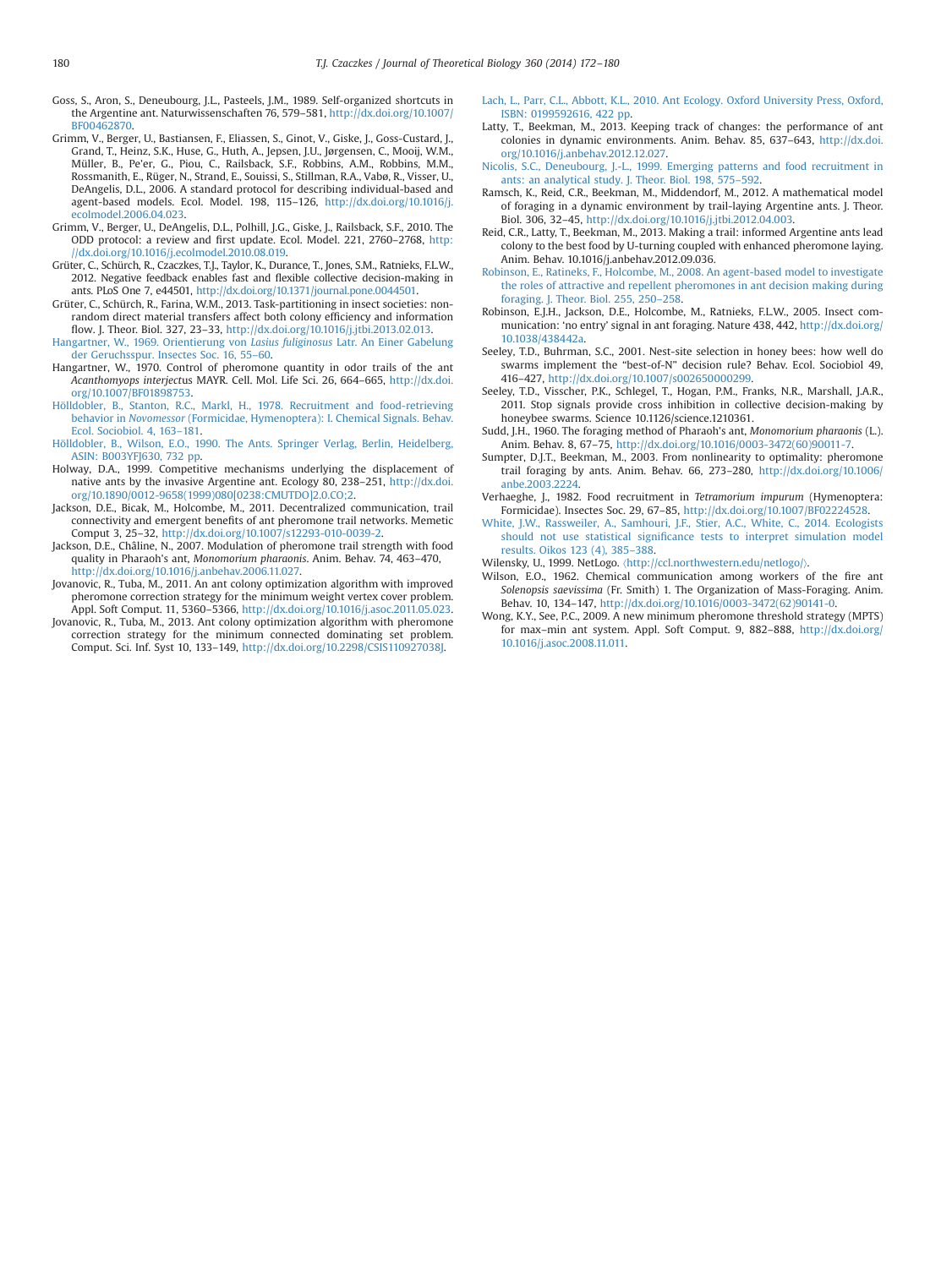Goss, S., Aron, S., Deneubourg, J.L., Pasteels, J.M., 1989. Self-organized shortcuts in the Argentine ant. Naturwissenschaften 76, 579–581, http://dx.doi.org/10.1007/BF00462870.

Grimm, V., Berger, U., Bastiansen, F., Eliassen, S., Ginot, V., Giske, J., Goss-Custard, J., Grand, T., Heinz, S.K., Huse, G., Huth, A., Jepsen, J.U., Jørgensen, C., Mooij, W.M., Müller, B., Pe'er, G., Piou, C., Railsback, S.F., Robbins, A.M., Robbins, M.M., Rossmanith, E., Rüger, N., Strand, E., Souissi, S., Stillman, R.A., Vabø, R., Visser, U., DeAngelis, D.L., 2006. A standard protocol for describing individual-based and agent-based models. Ecol. Model. 198, 115–126, http://dx.doi.org/10.1016/j.ecolmodel.2006.04.023.

Grimm, V., Berger, U., DeAngelis, D.L., Polhill, J.G., Giske, J., Railsback, S.F., 2010. The ODD protocol: a review and first update. Ecol. Model. 221, 2760–2768, http://dx.doi.org/10.1016/j.ecolmodel.2010.08.019.

Grüter, C., Schürch, R., Czaczkes, T.J., Taylor, K., Durance, T., Jones, S.M., Ratnieks, F.L.W., 2012. Negative feedback enables fast and flexible collective decision-making in ants. PLoS One 7, e44501, http://dx.doi.org/10.1371/journal.pone.0044501.

Grüter, C., Schürch, R., Farina, W.M., 2013. Task-partitioning in insect societies: non-random direct material transfers affect both colony efficiency and information flow. J. Theor. Biol. 327, 23–33, http://dx.doi.org/10.1016/j.jtbi.2013.02.013.

Hangartner, W., 1969. Orientierung von *Lasius fuliginosus* Latr. An Einer Gabelung der Geruchsspur. Insectes Soc. 16, 55–60.

Hangartner, W., 1970. Control of pheromone quantity in odor trails of the ant *Acanthomyops interjectus* MAYR. Cell. Mol. Life Sci. 26, 664–665, http://dx.doi.org/10.1007/BF01898753.

Hölldobler, B., Stanton, R.C., Markl, H., 1978. Recruitment and food-retrieving behavior in *Novomessor* (Formicidae, Hymenoptera): I. Chemical Signals. Behav. Ecol. Sociobiol. 4, 163–181.

Hölldobler, B., Wilson, E.O., 1990. The Ants. Springer Verlag, Berlin, Heidelberg, ASIN: B003YFJ630, 732 pp.

Holway, D.A., 1999. Competitive mechanisms underlying the displacement of native ants by the invasive Argentine ant. Ecology 80, 238–251, http://dx.doi.org/10.1890/0012-9658(1999)080[0238:CMUTDO]2.0.CO;2.

Jackson, D.E., Bicak, M., Holcombe, M., 2011. Decentralized communication, trail connectivity and emergent benefits of ant pheromone trail networks. Memetic Comput 3, 25–32, http://dx.doi.org/10.1007/s12293-010-0039-2.

Jackson, D.E., Châline, N., 2007. Modulation of pheromone trail strength with food quality in Pharaoh's ant, *Monomorium pharaonis*. Anim. Behav. 74, 463–470, http://dx.doi.org/10.1016/j.anbehav.2006.11.027.

Jovanovic, R., Tuba, M., 2011. An ant colony optimization algorithm with improved pheromone correction strategy for the minimum weight vertex cover problem. Appl. Soft Comput. 11, 5360–5366, http://dx.doi.org/10.1016/j.asoc.2011.05.023.

Jovanovic, R., Tuba, M., 2013. Ant colony optimization algorithm with pheromone correction strategy for the minimum connected dominating set problem. Comput. Sci. Inf. Syst 10, 133–149, http://dx.doi.org/10.2298/CSIS110927038J.

Lach, L., Parr, C.L., Abbott, K.L., 2010. Ant Ecology. Oxford University Press, Oxford, ISBN: 0199592616, 422 pp.

Latty, T., Beekman, M., 2013. Keeping track of changes: the performance of ant colonies in dynamic environments. Anim. Behav. 85, 637–643, http://dx.doi.org/10.1016/j.anbehav.2012.12.027.

Nicolis, S.C., Deneubourg, J.-L., 1999. Emerging patterns and food recruitment in ants: an analytical study. J. Theor. Biol. 198, 575–592.

Ramsch, K., Reid, C.R., Beekman, M., Middendorf, M., 2012. A mathematical model of foraging in a dynamic environment by trail-laying Argentine ants. J. Theor. Biol. 306, 32–45, http://dx.doi.org/10.1016/j.jtbi.2012.04.003.

Reid, C.R., Latty, T., Beekman, M., 2013. Making a trail: informed Argentine ants lead colony to the best food by U-turning coupled with enhanced pheromone laying. Anim. Behav. 10.1016/j.anbehav.2012.09.036.

Robinson, E., Ratineks, F., Holcombe, M., 2008. An agent-based model to investigate the roles of attractive and repellent pheromones in ant decision making during foraging. J. Theor. Biol. 255, 250–258.

Robinson, E.J.H., Jackson, D.E., Holcombe, M., Ratnieks, F.L.W., 2005. Insect communication: 'no entry' signal in ant foraging. Nature 438, 442, http://dx.doi.org/10.1038/438442a.

Seeley, T.D., Buhrman, S.C., 2001. Nest-site selection in honey bees: how well do swarms implement the "best-of-N" decision rule? Behav. Ecol. Sociobiol 49, 416–427, http://dx.doi.org/10.1007/s002650000299.

Seeley, T.D., Visscher, P.K., Schlegel, T., Hogan, P.M., Franks, N.R., Marshall, J.A.R., 2011. Stop signals provide cross inhibition in collective decision-making by honeybee swarms. Science 10.1126/science.1210361.

Sudd, J.H., 1960. The foraging method of Pharaoh's ant, *Monomorium pharaonis* (L.). Anim. Behav. 8, 67–75, http://dx.doi.org/10.1016/0003-3472(60)90011-7.

Sumpter, D.J.T., Beekman, M., 2003. From nonlinearity to optimality: pheromone trail foraging by ants. Anim. Behav. 66, 273–280, http://dx.doi.org/10.1006/anbe.2003.2224.

Verhaeghe, J., 1982. Food recruitment in *Tetramorium impurum* (Hymenoptera: Formicidae). Insectes Soc. 29, 67–85, http://dx.doi.org/10.1007/BF02224528.

White, J.W., Rassweiler, A., Samhouri, J.F., Stier, A.C., White, C., 2014. Ecologists should not use statistical significance tests to interpret simulation model results. Oikos 123 (4), 385–388.

Wilensky, U., 1999. NetLogo. 〈http://ccl.northwestern.edu/netlogo/〉.

Wilson, E.O., 1962. Chemical communication among workers of the fire ant *Solenopsis saevissima* (Fr. Smith) 1. The Organization of Mass-Foraging. Anim. Behav. 10, 134–147, http://dx.doi.org/10.1016/0003-3472(62)90141-0.

Wong, K.Y., See, P.C., 2009. A new minimum pheromone threshold strategy (MPTS) for max–min ant system. Appl. Soft Comput. 9, 882–888, http://dx.doi.org/10.1016/j.asoc.2008.11.011.